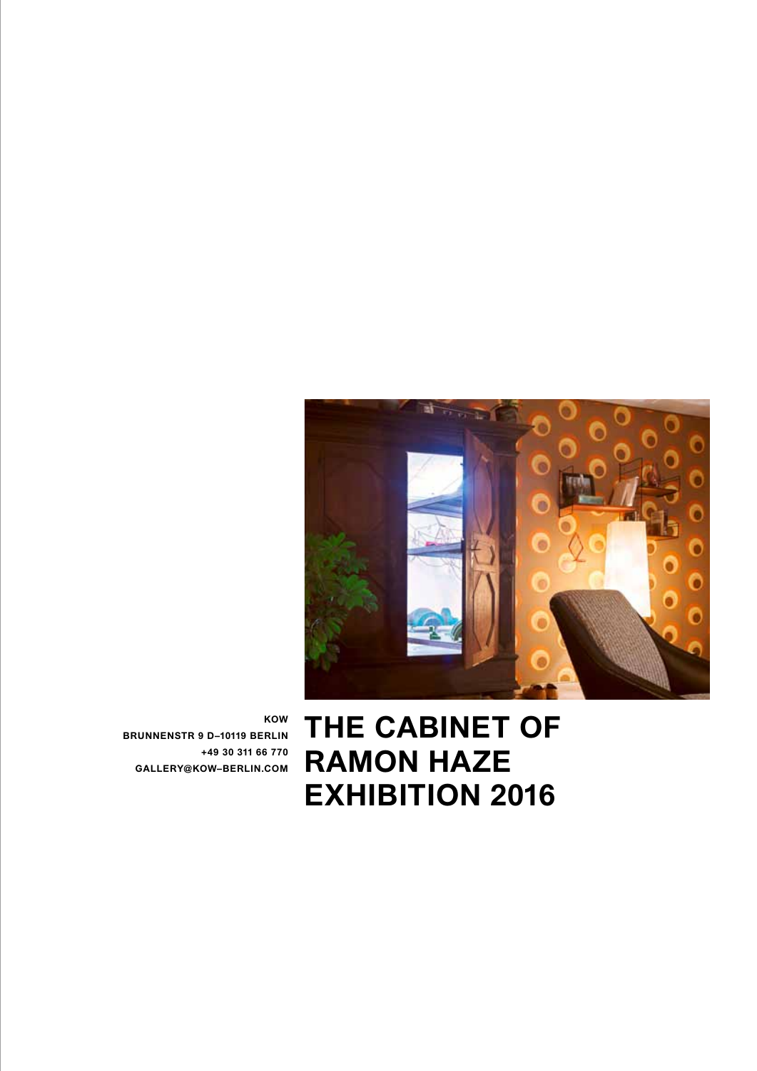KOW
BRUNNENSTR 9 D–10119 BERLIN
+49 30 311 66 770
GALLERY@KOW–BERLIN.COM

# THE CABINET OF RAMON HAZE EXHIBITION 2016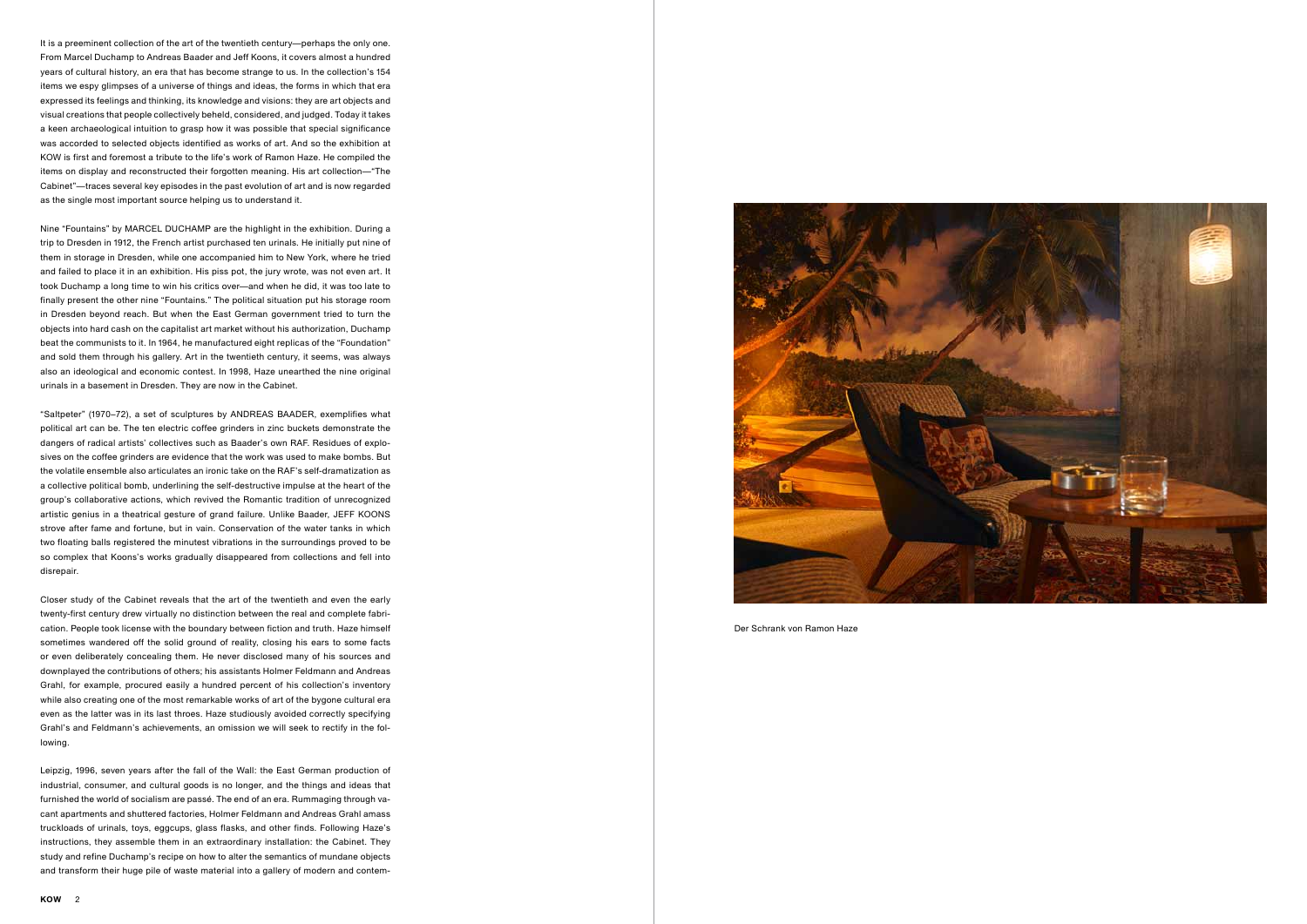It is a preeminent collection of the art of the twentieth century—perhaps the only one. From Marcel Duchamp to Andreas Baader and Jeff Koons, it covers almost a hundred years of cultural history, an era that has become strange to us. In the collection's 154 items we espy glimpses of a universe of things and ideas, the forms in which that era expressed its feelings and thinking, its knowledge and visions: they are art objects and visual creations that people collectively beheld, considered, and judged. Today it takes a keen archaeological intuition to grasp how it was possible that special significance was accorded to selected objects identified as works of art. And so the exhibition at KOW is first and foremost a tribute to the life's work of Ramon Haze. He compiled the items on display and reconstructed their forgotten meaning. His art collection—"The Cabinet"—traces several key episodes in the past evolution of art and is now regarded as the single most important source helping us to understand it.

Nine "Fountains" by MARCEL DUCHAMP are the highlight in the exhibition. During a trip to Dresden in 1912, the French artist purchased ten urinals. He initially put nine of them in storage in Dresden, while one accompanied him to New York, where he tried and failed to place it in an exhibition. His piss pot, the jury wrote, was not even art. It took Duchamp a long time to win his critics over—and when he did, it was too late to finally present the other nine "Fountains." The political situation put his storage room in Dresden beyond reach. But when the East German government tried to turn the objects into hard cash on the capitalist art market without his authorization, Duchamp beat the communists to it. In 1964, he manufactured eight replicas of the "Foundation" and sold them through his gallery. Art in the twentieth century, it seems, was always also an ideological and economic contest. In 1998, Haze unearthed the nine original urinals in a basement in Dresden. They are now in the Cabinet.

"Saltpeter" (1970–72), a set of sculptures by ANDREAS BAADER, exemplifies what political art can be. The ten electric coffee grinders in zinc buckets demonstrate the dangers of radical artists' collectives such as Baader's own RAF. Residues of explosives on the coffee grinders are evidence that the work was used to make bombs. But the volatile ensemble also articulates an ironic take on the RAF's self-dramatization as a collective political bomb, underlining the self-destructive impulse at the heart of the group's collaborative actions, which revived the Romantic tradition of unrecognized artistic genius in a theatrical gesture of grand failure. Unlike Baader, JEFF KOONS strove after fame and fortune, but in vain. Conservation of the water tanks in which two floating balls registered the minutest vibrations in the surroundings proved to be so complex that Koons's works gradually disappeared from collections and fell into disrepair.

Closer study of the Cabinet reveals that the art of the twentieth and even the early twenty-first century drew virtually no distinction between the real and complete fabrication. People took license with the boundary between fiction and truth. Haze himself sometimes wandered off the solid ground of reality, closing his ears to some facts or even deliberately concealing them. He never disclosed many of his sources and downplayed the contributions of others; his assistants Holmer Feldmann and Andreas Grahl, for example, procured easily a hundred percent of his collection's inventory while also creating one of the most remarkable works of art of the bygone cultural era even as the latter was in its last throes. Haze studiously avoided correctly specifying Grahl's and Feldmann's achievements, an omission we will seek to rectify in the following.

Leipzig, 1996, seven years after the fall of the Wall: the East German production of industrial, consumer, and cultural goods is no longer, and the things and ideas that furnished the world of socialism are passé. The end of an era. Rummaging through vacant apartments and shuttered factories, Holmer Feldmann and Andreas Grahl amass truckloads of urinals, toys, eggcups, glass flasks, and other finds. Following Haze's instructions, they assemble them in an extraordinary installation: the Cabinet. They study and refine Duchamp's recipe on how to alter the semantics of mundane objects and transform their huge pile of waste material into a gallery of modern and contem-

Der Schrank von Ramon Haze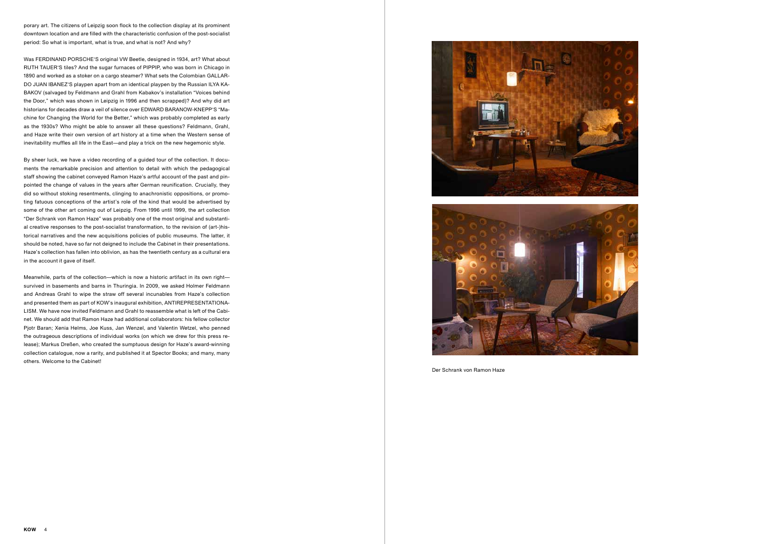porary art. The citizens of Leipzig soon flock to the collection display at its prominent downtown location and are filled with the characteristic confusion of the post-socialist period: So what is important, what is true, and what is not? And why?

Was FERDINAND PORSCHE'S original VW Beetle, designed in 1934, art? What about RUTH TAUER'S tiles? And the sugar furnaces of PIPPIP, who was born in Chicago in 1890 and worked as a stoker on a cargo steamer? What sets the Colombian GALLARDO JUAN IBANEZ'S playpen apart from an identical playpen by the Russian ILYA KABAKOV (salvaged by Feldmann and Grahl from Kabakov's installation "Voices behind the Door," which was shown in Leipzig in 1996 and then scrapped)? And why did art historians for decades draw a veil of silence over EDWARD BARANOW-KNEPP'S "Machine for Changing the World for the Better," which was probably completed as early as the 1930s? Who might be able to answer all these questions? Feldmann, Grahl, and Haze write their own version of art history at a time when the Western sense of inevitability muffles all life in the East—and play a trick on the new hegemonic style.

By sheer luck, we have a video recording of a guided tour of the collection. It documents the remarkable precision and attention to detail with which the pedagogical staff showing the cabinet conveyed Ramon Haze's artful account of the past and pinpointed the change of values in the years after German reunification. Crucially, they did so without stoking resentments, clinging to anachronistic oppositions, or promoting fatuous conceptions of the artist's role of the kind that would be advertised by some of the other art coming out of Leipzig. From 1996 until 1999, the art collection "Der Schrank von Ramon Haze" was probably one of the most original and substantial creative responses to the post-socialist transformation, to the revision of (art-)historical narratives and the new acquisitions policies of public museums. The latter, it should be noted, have so far not deigned to include the Cabinet in their presentations. Haze's collection has fallen into oblivion, as has the twentieth century as a cultural era in the account it gave of itself.

Meanwhile, parts of the collection—which is now a historic artifact in its own right—survived in basements and barns in Thuringia. In 2009, we asked Holmer Feldmann and Andreas Grahl to wipe the straw off several incunables from Haze's collection and presented them as part of KOW's inaugural exhibition, ANTIREPRESENTATIONALISM. We have now invited Feldmann and Grahl to reassemble what is left of the Cabinet. We should add that Ramon Haze had additional collaborators: his fellow collector Pjotr Baran; Xenia Helms, Joe Kuss, Jan Wenzel, and Valentin Wetzel, who penned the outrageous descriptions of individual works (on which we drew for this press release); Markus Dreßen, who created the sumptuous design for Haze's award-winning collection catalogue, now a rarity, and published it at Spector Books; and many, many others. Welcome to the Cabinet!

Der Schrank von Ramon Haze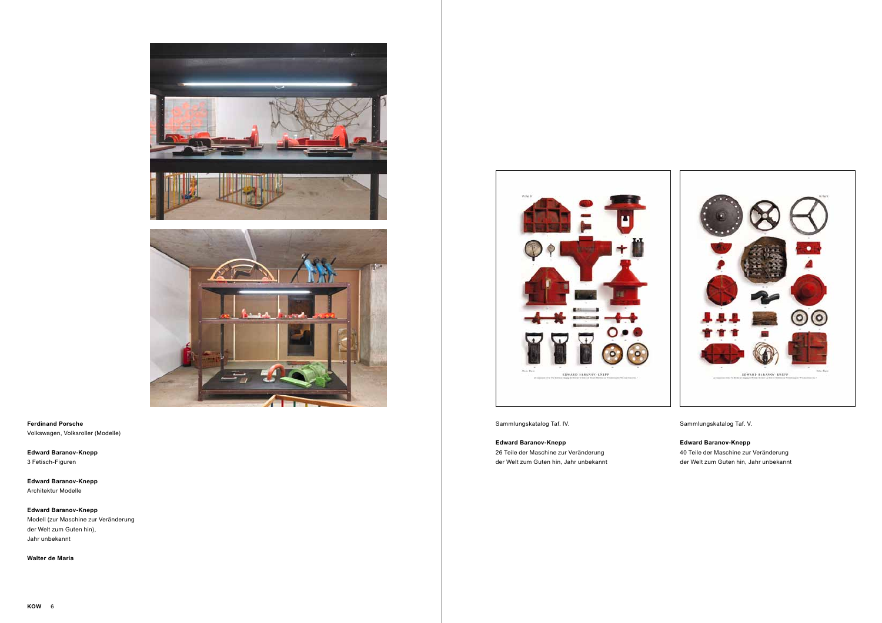**Ferdinand Porsche**
Volkswagen, Volksroller (Modelle)

**Edward Baranov-Knepp**
3 Fetisch-Figuren

**Edward Baranov-Knepp**
Architektur Modelle

**Edward Baranov-Knepp**
Modell (zur Maschine zur Veränderung der Welt zum Guten hin), Jahr unbekannt

**Walter de Maria**

Sammlungskatalog Taf. IV.

**Edward Baranov-Knepp**
26 Teile der Maschine zur Veränderung der Welt zum Guten hin, Jahr unbekannt

Sammlungskatalog Taf. V.

**Edward Baranov-Knepp**
40 Teile der Maschine zur Veränderung der Welt zum Guten hin, Jahr unbekannt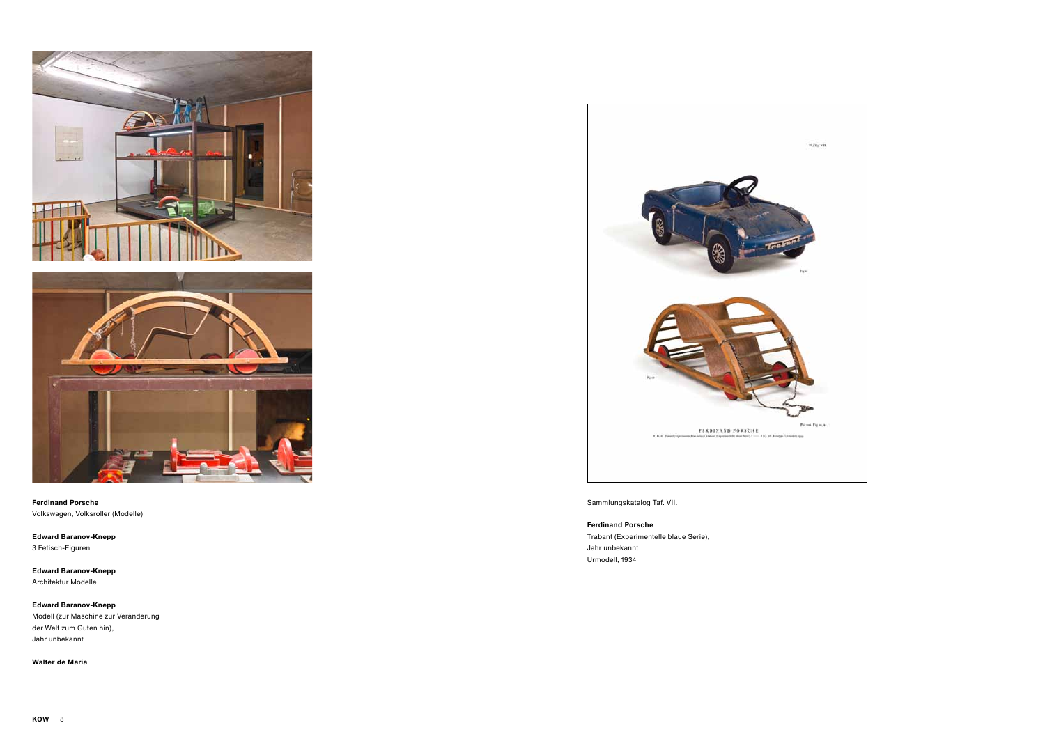**Ferdinand Porsche**
Volkswagen, Volksroller (Modelle)

**Edward Baranov-Knepp**
3 Fetisch-Figuren

**Edward Baranov-Knepp**
Architektur Modelle

**Edward Baranov-Knepp**
Modell (zur Maschine zur Veränderung der Welt zum Guten hin),
Jahr unbekannt

**Walter de Maria**

Sammlungskatalog Taf. VII.

**Ferdinand Porsche**
Trabant (Experimentelle blaue Serie),
Jahr unbekannt
Urmodell, 1934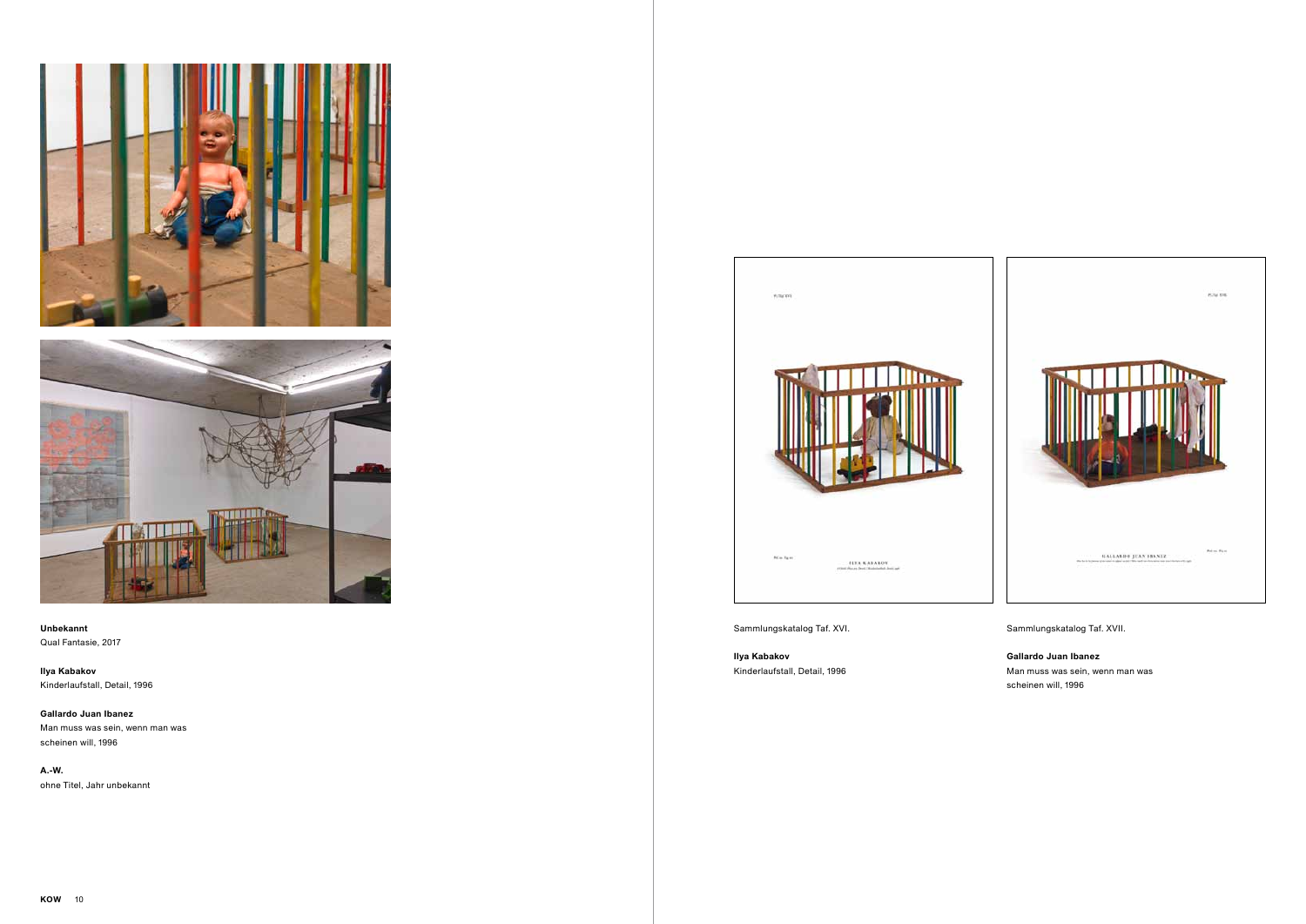**Unbekannt**
Qual Fantasie, 2017

**Ilya Kabakov**
Kinderlaufstall, Detail, 1996

**Gallardo Juan Ibanez**
Man muss was sein, wenn man was scheinen will, 1996

**A.-W.**
ohne Titel, Jahr unbekannt

Sammlungskatalog Taf. XVI.

**Ilya Kabakov**
Kinderlaufstall, Detail, 1996

Sammlungskatalog Taf. XVII.

**Gallardo Juan Ibanez**
Man muss was sein, wenn man was scheinen will, 1996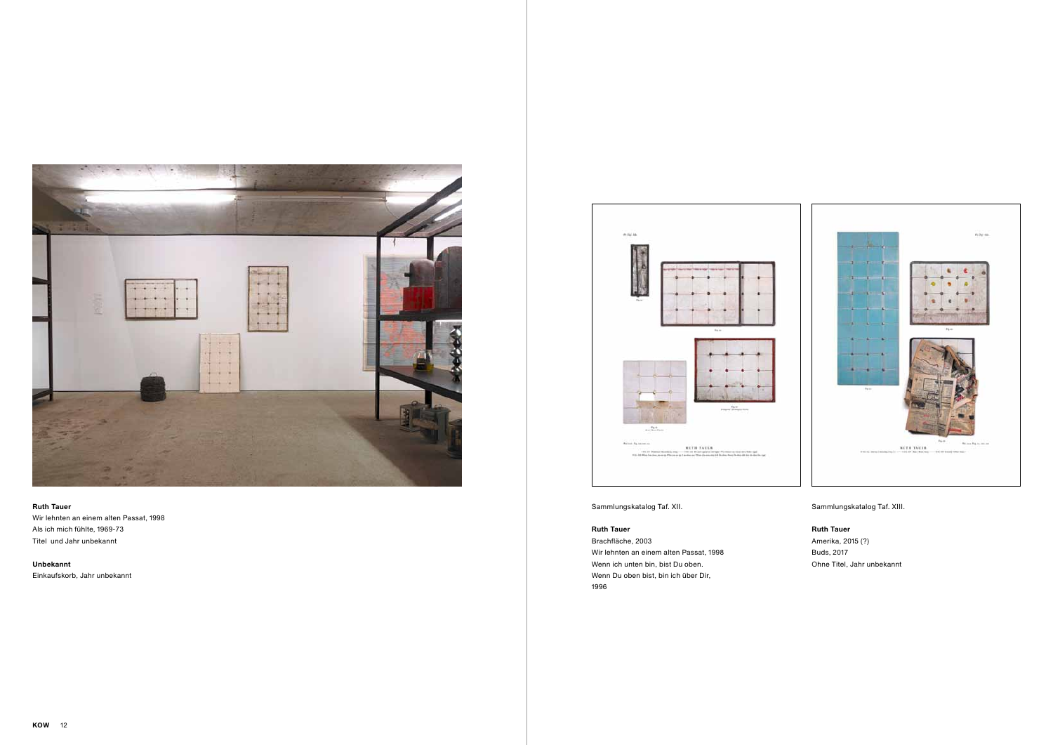**Ruth Tauer**
Wir lehnten an einem alten Passat, 1998
Als ich mich fühlte, 1969-73
Titel und Jahr unbekannt

**Unbekannt**
Einkaufskorb, Jahr unbekannt

Sammlungskatalog Taf. XII.

**Ruth Tauer**
Brachfläche, 2003
Wir lehnten an einem alten Passat, 1998
Wenn ich unten bin, bist Du oben.
Wenn Du oben bist, bin ich über Dir,
1996

Sammlungskatalog Taf. XIII.

**Ruth Tauer**
Amerika, 2015 (?)
Buds, 2017
Ohne Titel, Jahr unbekannt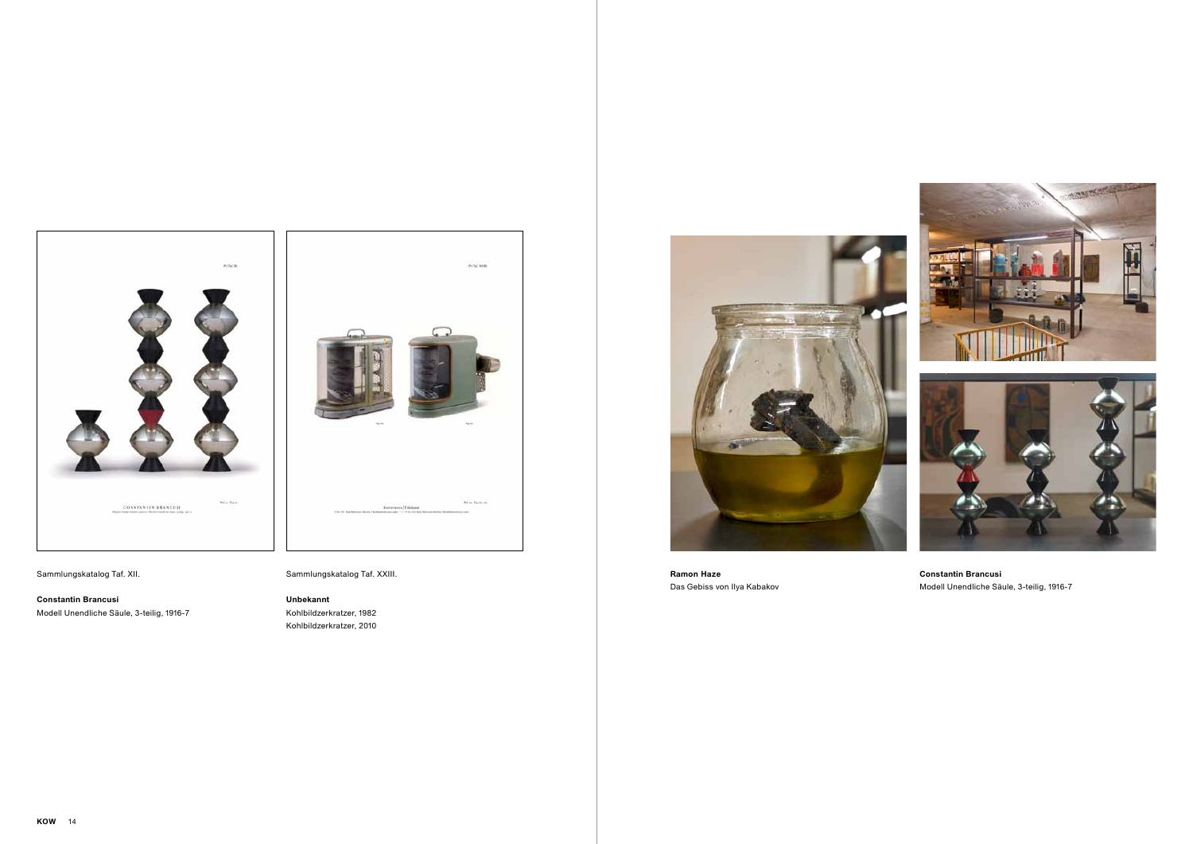Sammlungskatalog Taf. XII.

**Constantin Brancusi**
Modell Unendliche Säule, 3-teilig, 1916-7

Sammlungskatalog Taf. XXIII.

**Unbekannt**
Kohlbildzerkratzer, 1982
Kohlbildzerkratzer, 2010

**Ramon Haze**
Das Gebiss von Ilya Kabakov

**Constantin Brancusi**
Modell Unendliche Säule, 3-teilig, 1916-7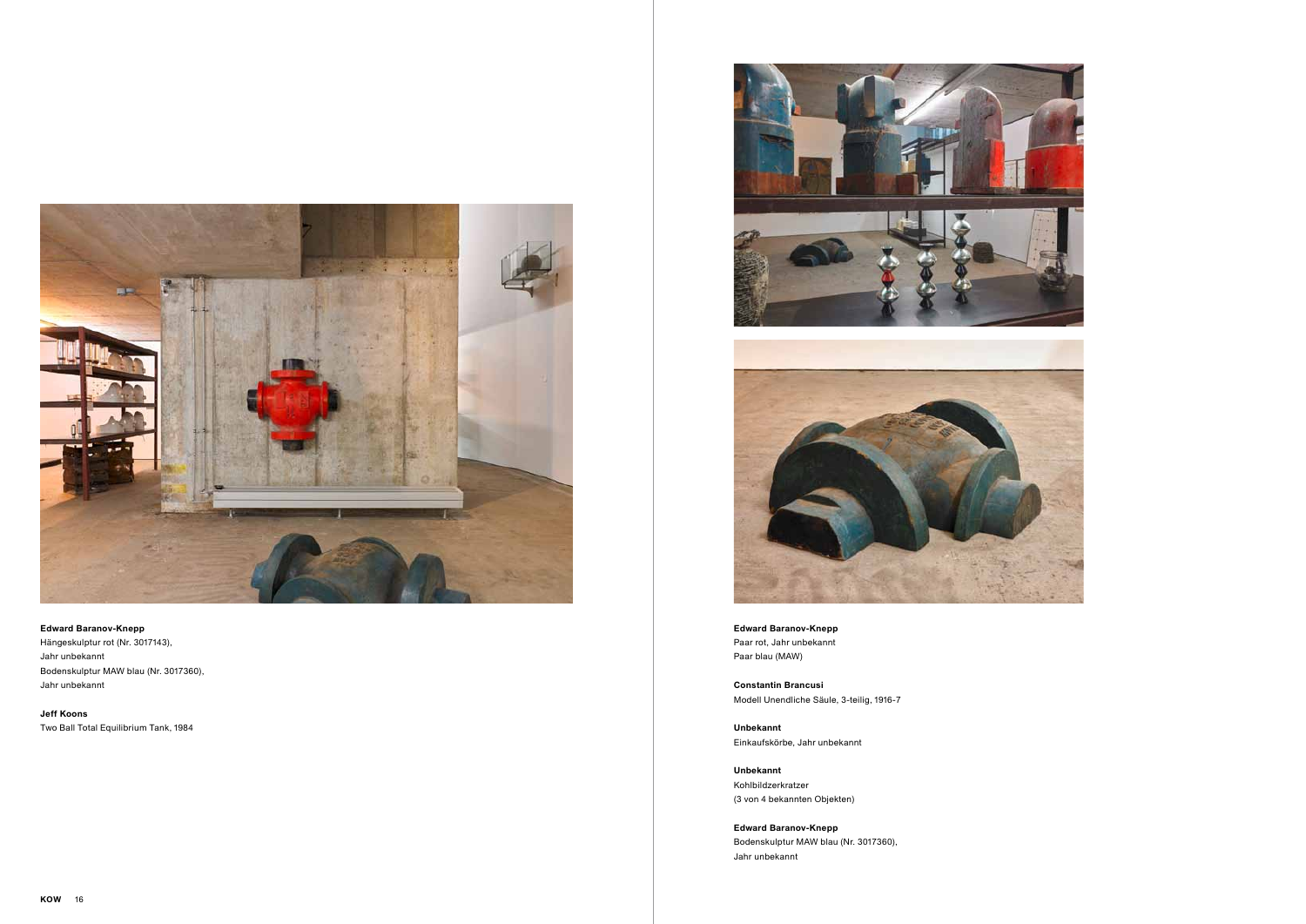**Edward Baranov-Knepp**
Hängeskulptur rot (Nr. 3017143),
Jahr unbekannt
Bodenskulptur MAW blau (Nr. 3017360),
Jahr unbekannt

**Jeff Koons**
Two Ball Total Equilibrium Tank, 1984

**Edward Baranov-Knepp**
Paar rot, Jahr unbekannt
Paar blau (MAW)

**Constantin Brancusi**
Modell Unendliche Säule, 3-teilig, 1916-7

**Unbekannt**
Einkaufskörbe, Jahr unbekannt

**Unbekannt**
Kohlbildzerkratzer
(3 von 4 bekannten Objekten)

**Edward Baranov-Knepp**
Bodenskulptur MAW blau (Nr. 3017360),
Jahr unbekannt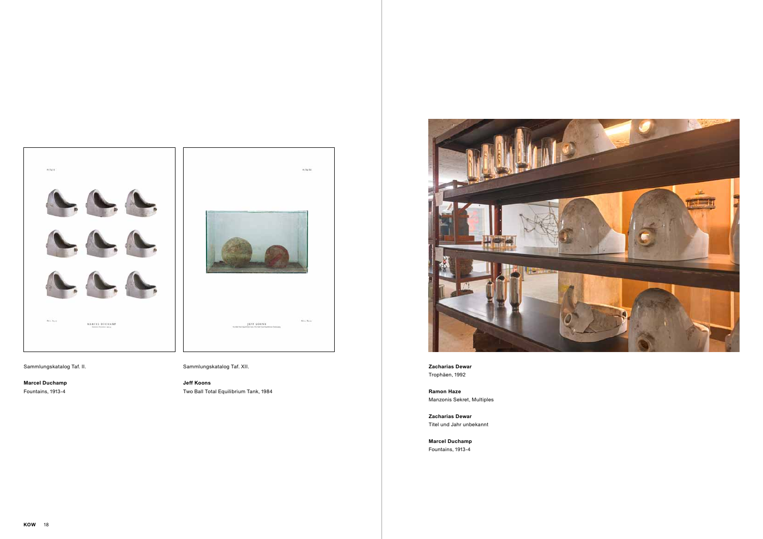Sammlungskatalog Taf. II.

**Marcel Duchamp**
Fountains, 1913-4

Sammlungskatalog Taf. XII.

**Jeff Koons**
Two Ball Total Equilibrium Tank, 1984

**Zacharias Dewar**
Trophäen, 1992

**Ramon Haze**
Manzonis Sekret, Multiples

**Zacharias Dewar**
Titel und Jahr unbekannt

**Marcel Duchamp**
Fountains, 1913-4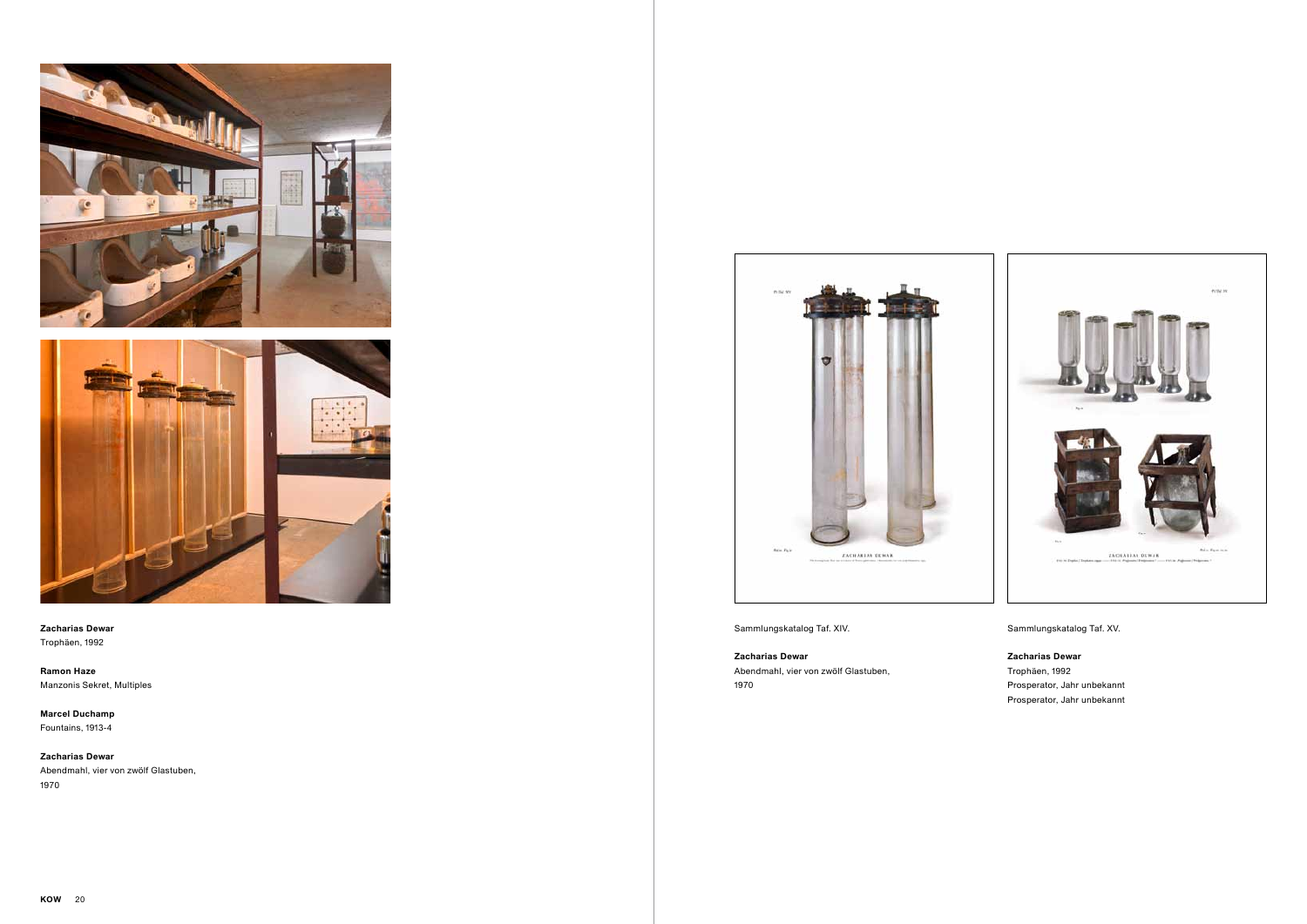**Zacharias Dewar**
Trophäen, 1992

**Ramon Haze**
Manzonis Sekret, Multiples

**Marcel Duchamp**
Fountains, 1913-4

**Zacharias Dewar**
Abendmahl, vier von zwölf Glastuben, 1970

Sammlungskatalog Taf. XIV.

**Zacharias Dewar**
Abendmahl, vier von zwölf Glastuben, 1970

Sammlungskatalog Taf. XV.

**Zacharias Dewar**
Trophäen, 1992
Prosperator, Jahr unbekannt
Prosperator, Jahr unbekannt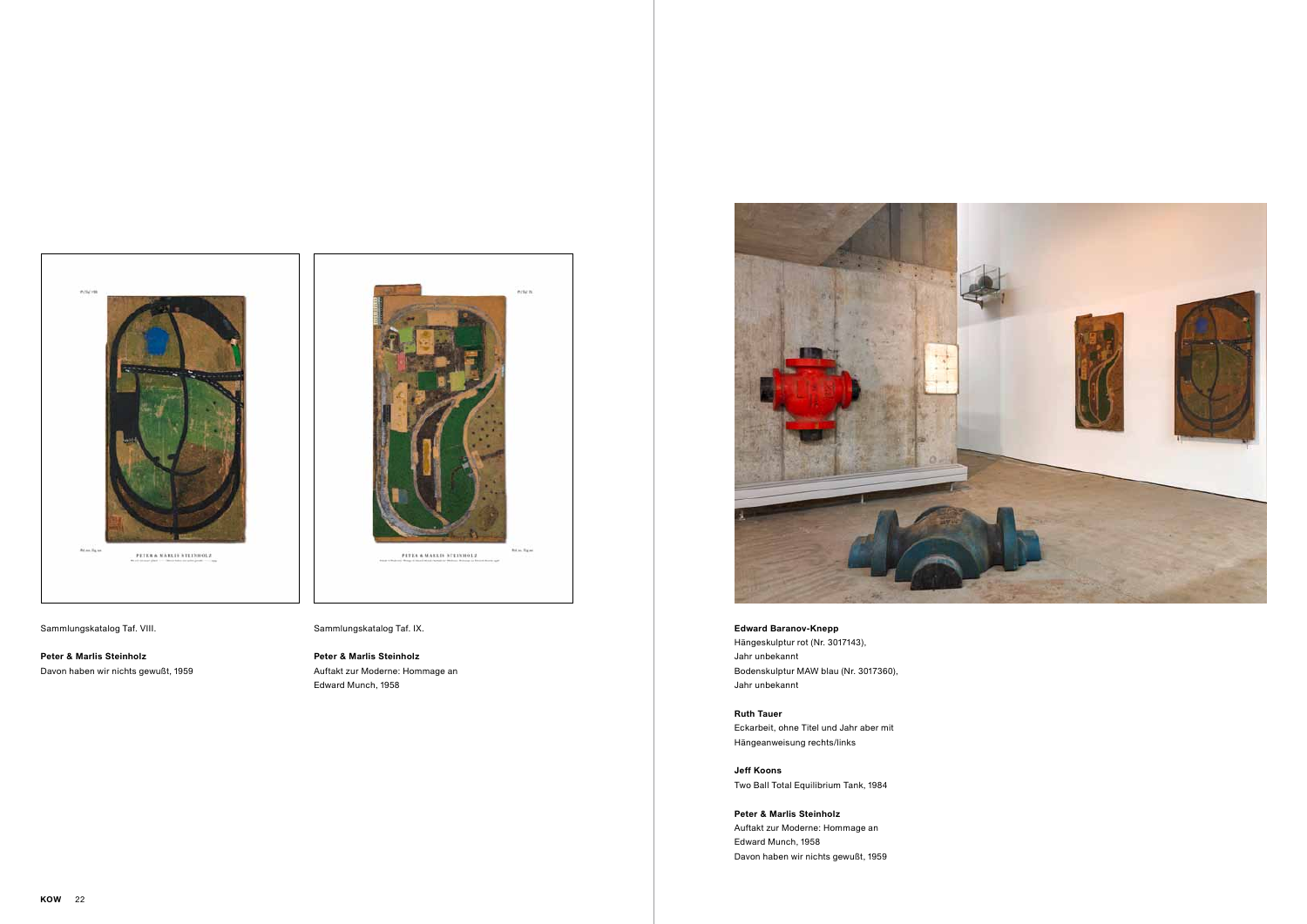Sammlungskatalog Taf. VIII.

**Peter & Marlis Steinholz**
Davon haben wir nichts gewußt, 1959

Sammlungskatalog Taf. IX.

**Peter & Marlis Steinholz**
Auftakt zur Moderne: Hommage an Edward Munch, 1958

**Edward Baranov-Knepp**
Hängeskulptur rot (Nr. 3017143), Jahr unbekannt
Bodenskulptur MAW blau (Nr. 3017360), Jahr unbekannt

**Ruth Tauer**
Eckarbeit, ohne Titel und Jahr aber mit Hängeanweisung rechts/links

**Jeff Koons**
Two Ball Total Equilibrium Tank, 1984

**Peter & Marlis Steinholz**
Auftakt zur Moderne: Hommage an Edward Munch, 1958
Davon haben wir nichts gewußt, 1959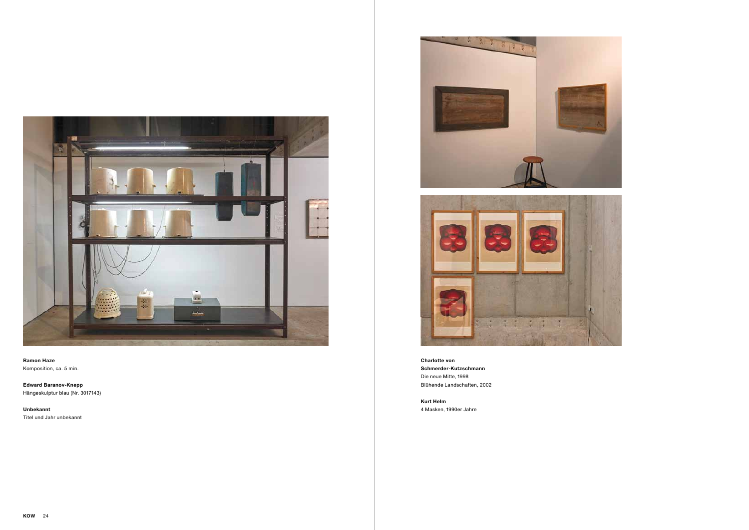**Ramon Haze**
Komposition, ca. 5 min.

**Edward Baranov-Knepp**
Hängeskulptur blau (Nr. 3017143)

**Unbekannt**
Titel und Jahr unbekannt

**Charlotte von Schmerder-Kutzschmann**
Die neue Mitte, 1998
Blühende Landschaften, 2002

**Kurt Helm**
4 Masken, 1990er Jahre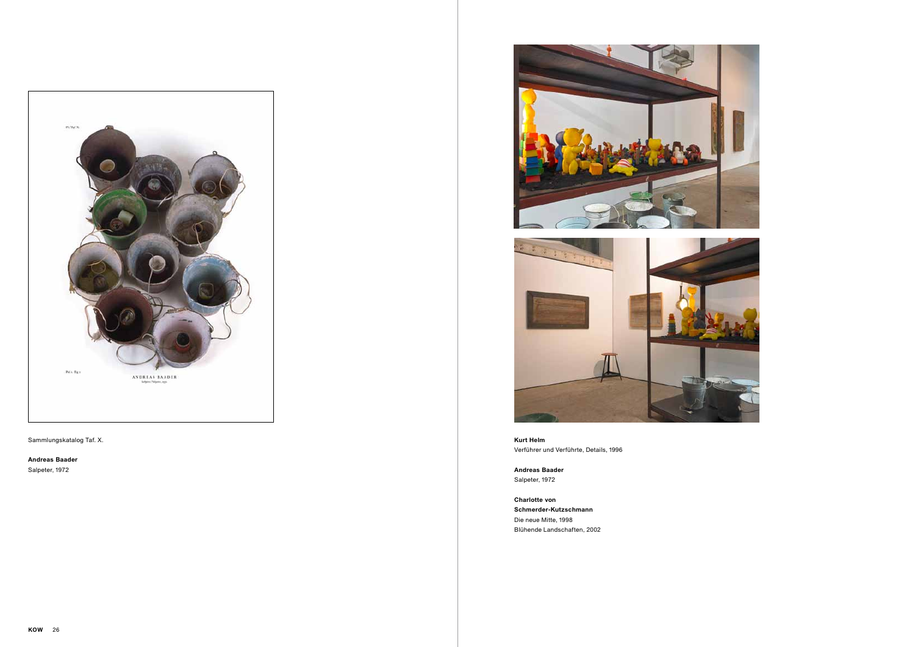Sammlungskatalog Taf. X.

**Andreas Baader**
Salpeter, 1972

**Kurt Helm**
Verführer und Verführte, Details, 1996

**Andreas Baader**
Salpeter, 1972

**Charlotte von Schmerder-Kutzschmann**
Die neue Mitte, 1998
Blühende Landschaften, 2002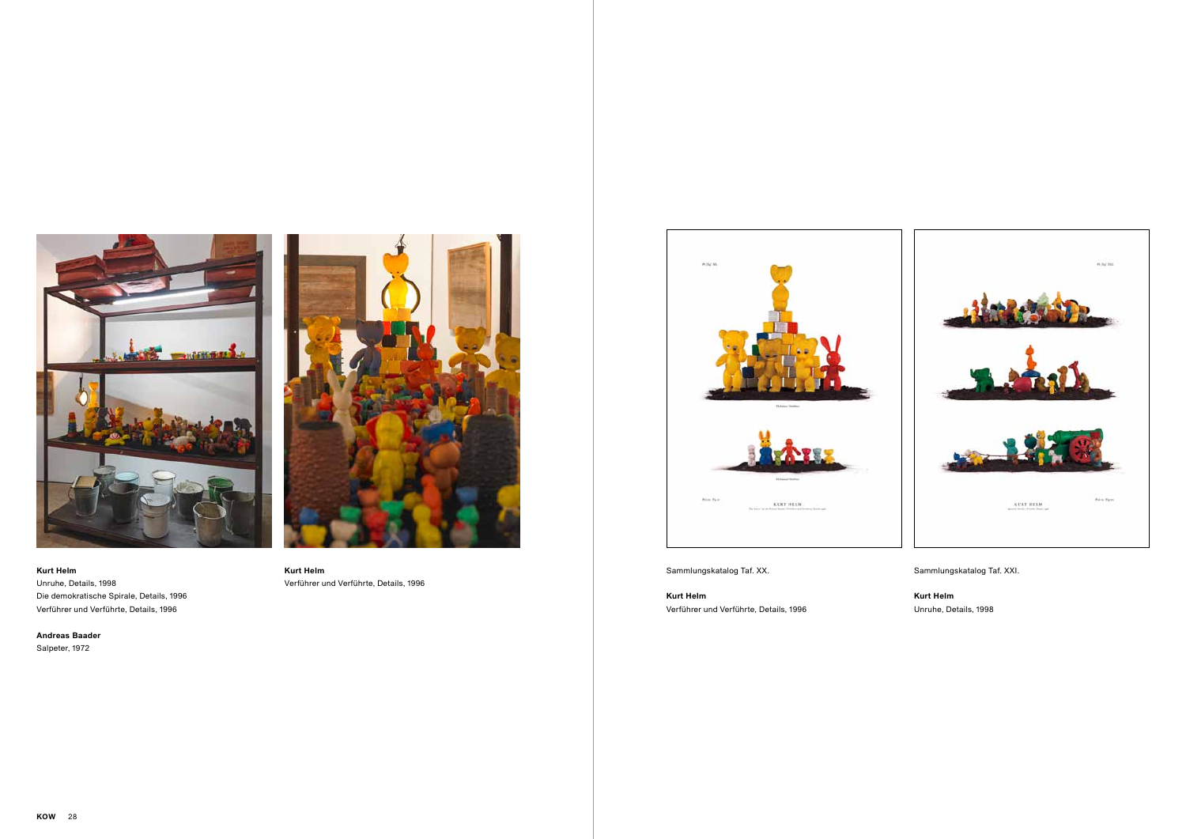**Kurt Helm**
Unruhe, Details, 1998
Die demokratische Spirale, Details, 1996
Verführer und Verführte, Details, 1996

**Andreas Baader**
Salpeter, 1972

**Kurt Helm**
Verführer und Verführte, Details, 1996

Sammlungskatalog Taf. XX.

**Kurt Helm**
Verführer und Verführte, Details, 1996

Sammlungskatalog Taf. XXI.

**Kurt Helm**
Unruhe, Details, 1998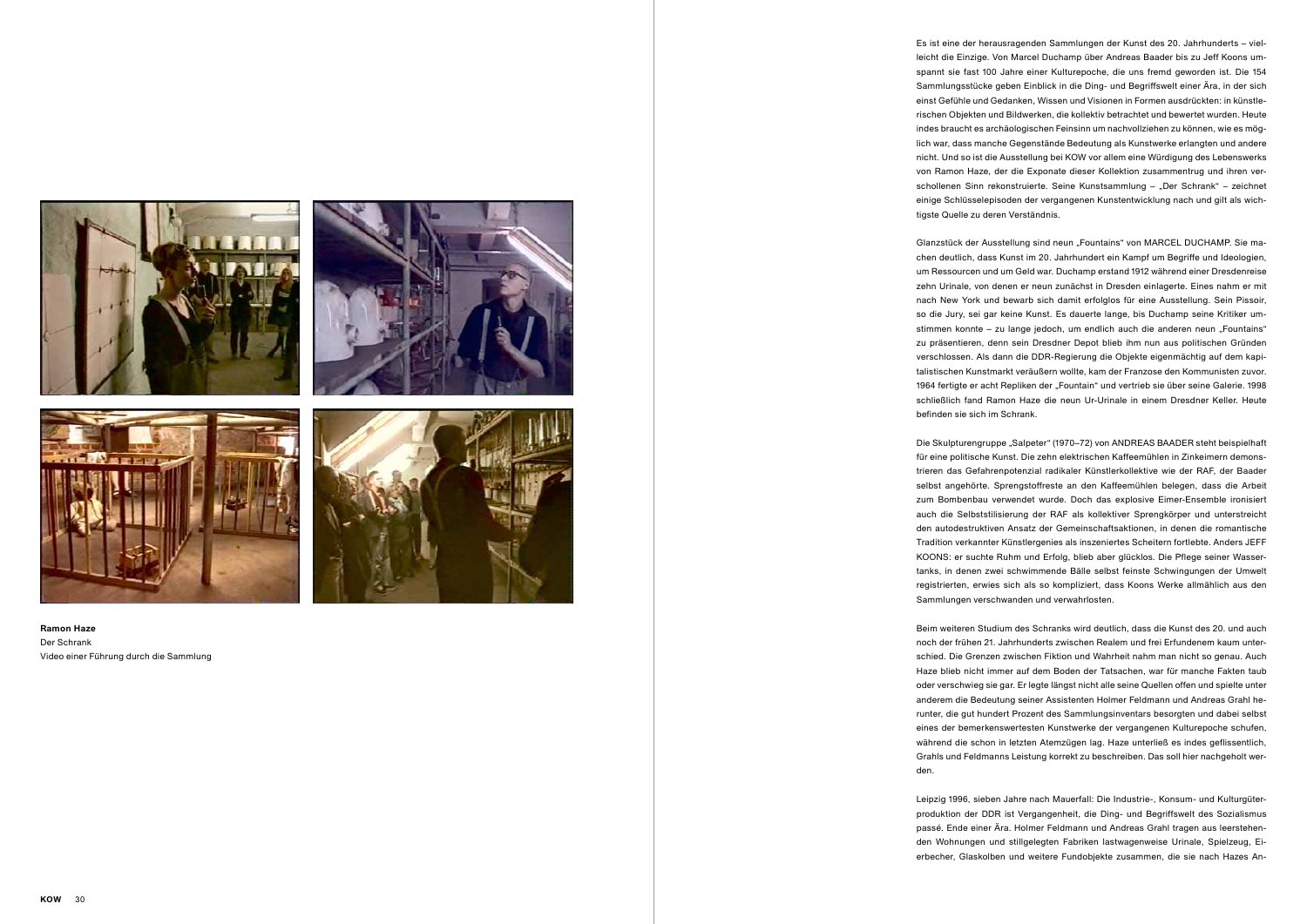**Ramon Haze**
Der Schrank
Video einer Führung durch die Sammlung

Es ist eine der herausragenden Sammlungen der Kunst des 20. Jahrhunderts – vielleicht die Einzige. Von Marcel Duchamp über Andreas Baader bis zu Jeff Koons umspannt sie fast 100 Jahre einer Kulturepoche, die uns fremd geworden ist. Die 154 Sammlungsstücke geben Einblick in die Ding- und Begriffswelt einer Ära, in der sich einst Gefühle und Gedanken, Wissen und Visionen in Formen ausdrückten: in künstlerischen Objekten und Bildwerken, die kollektiv betrachtet und bewertet wurden. Heute indes braucht es archäologischen Feinsinn um nachvollziehen zu können, wie es möglich war, dass manche Gegenstände Bedeutung als Kunstwerke erlangten und andere nicht. Und so ist die Ausstellung bei KOW vor allem eine Würdigung des Lebenswerks von Ramon Haze, der die Exponate dieser Kollektion zusammentrug und ihren verschollenen Sinn rekonstruierte. Seine Kunstsammlung – „Der Schrank" – zeichnet einige Schlüsselepisoden der vergangenen Kunstentwicklung nach und gilt als wichtigste Quelle zu deren Verständnis.

Glanzstück der Ausstellung sind neun „Fountains" von MARCEL DUCHAMP. Sie machen deutlich, dass Kunst im 20. Jahrhundert ein Kampf um Begriffe und Ideologien, um Ressourcen und um Geld war. Duchamp erstand 1912 während einer Dresdenreise zehn Urinale, von denen er neun zunächst in Dresden einlagerte. Eines nahm er mit nach New York und bewarb sich damit erfolglos für eine Ausstellung. Sein Pissoir, so die Jury, sei gar keine Kunst. Es dauerte lange, bis Duchamp seine Kritiker umstimmen konnte – zu lange jedoch, um endlich auch die anderen neun „Fountains" zu präsentieren, denn sein Dresdner Depot blieb ihm nun aus politischen Gründen verschlossen. Als dann die DDR-Regierung die Objekte eigenmächtig auf dem kapitalistischen Kunstmarkt veräußern wollte, kam der Franzose den Kommunisten zuvor. 1964 fertigte er acht Repliken der „Fountain" und vertrieb sie über seine Galerie. 1998 schließlich fand Ramon Haze die neun Ur-Urinale in einem Dresdner Keller. Heute befinden sie sich im Schrank.

Die Skulpturengruppe „Salpeter" (1970–72) von ANDREAS BAADER steht beispielhaft für eine politische Kunst. Die zehn elektrischen Kaffeemühlen in Zinkeimern demonstrieren das Gefahrenpotenzial radikaler Künstlerkollektive wie der RAF, der Baader selbst angehörte. Sprengstoffreste an den Kaffeemühlen belegen, dass die Arbeit zum Bombenbau verwendet wurde. Doch das explosive Eimer-Ensemble ironisiert auch die Selbststilisierung der RAF als kollektiver Sprengkörper und unterstreicht den autodestruktiven Ansatz der Gemeinschaftsaktionen, in denen die romantische Tradition verkannter Künstlergenies als inszeniertes Scheitern fortlebte. Anders JEFF KOONS: er suchte Ruhm und Erfolg, blieb aber glücklos. Die Pflege seiner Wassertanks, in denen zwei schwimmende Bälle selbst feinste Schwingungen der Umwelt registrierten, erwies sich als so kompliziert, dass Koons Werke allmählich aus den Sammlungen verschwanden und verwahrlosten.

Beim weiteren Studium des Schranks wird deutlich, dass die Kunst des 20. und auch noch der frühen 21. Jahrhunderts zwischen Realem und frei Erfundenem kaum unterschied. Die Grenzen zwischen Fiktion und Wahrheit nahm man nicht so genau. Auch Haze blieb nicht immer auf dem Boden der Tatsachen, war für manche Fakten taub oder verschwieg sie gar. Er legte längst nicht alle seine Quellen offen und spielte unter anderem die Bedeutung seiner Assistenten Holmer Feldmann und Andreas Grahl herunter, die gut hundert Prozent des Sammlungsinventars besorgten und dabei selbst eines der bemerkenswertesten Kunstwerke der vergangenen Kulturepoche schufen, während die schon in letzten Atemzügen lag. Haze unterließ es indes geflissentlich, Grahls und Feldmanns Leistung korrekt zu beschreiben. Das soll hier nachgeholt werden.

Leipzig 1996, sieben Jahre nach Mauerfall: Die Industrie-, Konsum- und Kulturgüterproduktion der DDR ist Vergangenheit, die Ding- und Begriffswelt des Sozialismus passé. Ende einer Ära. Holmer Feldmann und Andreas Grahl tragen aus leerstehenden Wohnungen und stillgelegten Fabriken lastwagenweise Urinale, Spielzeug, Eierbecher, Glaskolben und weitere Fundobjekte zusammen, die sie nach Hazes An-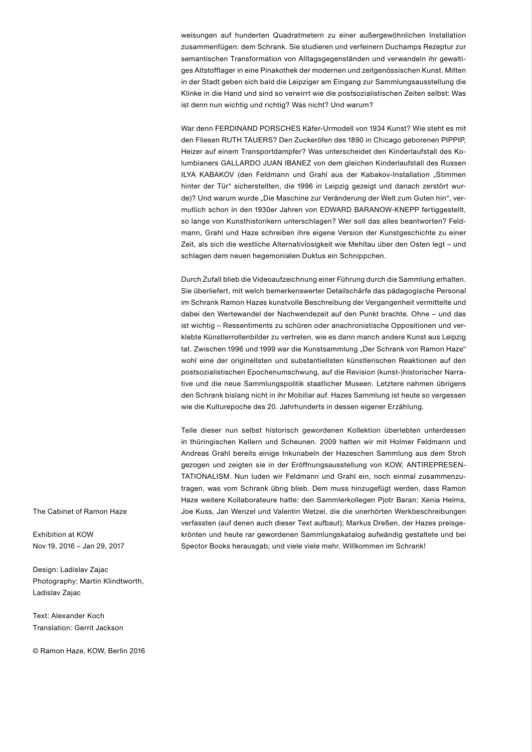weisungen auf hunderten Quadratmetern zu einer außergewöhnlichen Installation zusammenfügen: dem Schrank. Sie studieren und verfeinern Duchamps Rezeptur zur semantischen Transformation von Alltagsgegenständen und verwandeln ihr gewaltiges Altstofflager in eine Pinakothek der modernen und zeitgenössischen Kunst. Mitten in der Stadt geben sich bald die Leipziger am Eingang zur Sammlungsausstellung die Klinke in die Hand und sind so verwirrt wie die postsozialistischen Zeiten selbst: Was ist denn nun wichtig und richtig? Was nicht? Und warum?

War denn FERDINAND PORSCHES Käfer-Urmodell von 1934 Kunst? Wie steht es mit den Fliesen RUTH TAUERS? Den Zuckeröfen des 1890 in Chicago geborenen PIPPIP, Heizer auf einem Transportdampfer? Was unterscheidet den Kinderlaufstall des Kolumbianers GALLARDO JUAN IBANEZ von dem gleichen Kinderlaufstall des Russen ILYA KABAKOV (den Feldmann und Grahl aus der Kabakov-Installation „Stimmen hinter der Tür" sicherstellten, die 1996 in Leipzig gezeigt und danach zerstört wurde)? Und warum wurde „Die Maschine zur Veränderung der Welt zum Guten hin", vermutlich schon in den 1930er Jahren von EDWARD BARANOW-KNEPP fertiggestellt, so lange von Kunsthistorikern unterschlagen? Wer soll das alles beantworten? Feldmann, Grahl und Haze schreiben ihre eigene Version der Kunstgeschichte zu einer Zeit, als sich die westliche Alternativlosigkeit wie Mehltau über den Osten legt – und schlagen dem neuen hegemonialen Duktus ein Schnippchen.

Durch Zufall blieb die Videoaufzeichnung einer Führung durch die Sammlung erhalten. Sie überliefert, mit welch bemerkenswerter Detailschärfe das pädagogische Personal im Schrank Ramon Hazes kunstvolle Beschreibung der Vergangenheit vermittelte und dabei den Wertewandel der Nachwendezeit auf den Punkt brachte. Ohne – und das ist wichtig – Ressentiments zu schüren oder anachronistische Oppositionen und verklebte Künstlerrollenbilder zu vertreten, wie es dann manch andere Kunst aus Leipzig tat. Zwischen 1996 und 1999 war die Kunstsammlung „Der Schrank von Ramon Haze" wohl eine der originellsten und substantiellsten künstlerischen Reaktionen auf den postsozialistischen Epochenumschwung, auf die Revision (kunst-)historischer Narrative und die neue Sammlungspolitik staatlicher Museen. Letztere nahmen übrigens den Schrank bislang nicht in ihr Mobiliar auf. Hazes Sammlung ist heute so vergessen wie die Kulturepoche des 20. Jahrhunderts in dessen eigener Erzählung.

Teile dieser nun selbst historisch gewordenen Kollektion überlebten unterdessen in thüringischen Kellern und Scheunen. 2009 hatten wir mit Holmer Feldmann und Andreas Grahl bereits einige Inkunabeln der Hazeschen Sammlung aus dem Stroh gezogen und zeigten sie in der Eröffnungsausstellung von KOW, ANTIREPRESENTATIONALISM. Nun luden wir Feldmann und Grahl ein, noch einmal zusammenzutragen, was vom Schrank übrig blieb. Dem muss hinzugefügt werden, dass Ramon Haze weitere Kollaborateure hatte: den Sammlerkollegen Pjotr Baran; Xenia Helms, Joe Kuss, Jan Wenzel und Valentin Wetzel, die die unerhörten Werkbeschreibungen verfassten (auf denen auch dieser Text aufbaut); Markus Dreßen, der Hazes preisgekrönten und heute rar gewordenen Sammlungskatalog aufwändig gestaltete und bei Spector Books herausgab; und viele viele mehr. Willkommen im Schrank!

The Cabinet of Ramon Haze

Exhibition at KOW
Nov 19, 2016 – Jan 29, 2017

Design: Ladislav Zajac
Photography: Martin Klindtworth, Ladislav Zajac

Text: Alexander Koch
Translation: Gerrit Jackson

© Ramon Haze, KOW, Berlin 2016